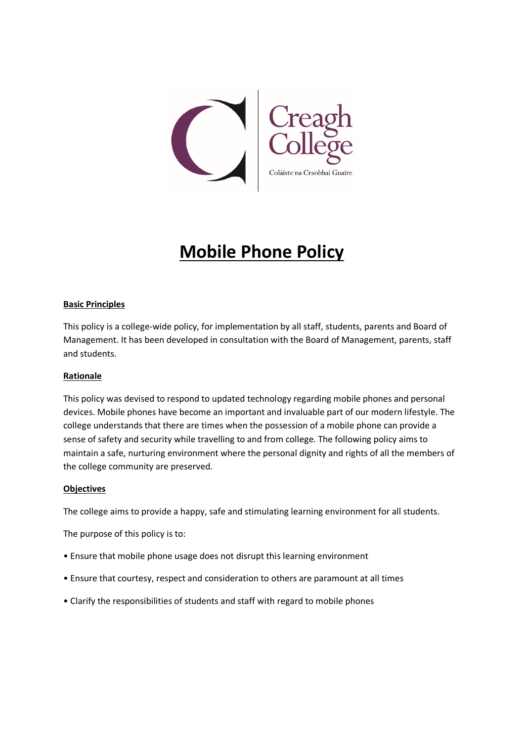Creagh College

Coláiste na Craobhaí Guaire

# Mobile Phone Policy

## Basic Principles

This policy is a college-wide policy, for implementation by all staff, students, parents and Board of Management. It has been developed in consultation with the Board of Management, parents, staff and students.

## Rationale

This policy was devised to respond to updated technology regarding mobile phones and personal devices. Mobile phones have become an important and invaluable part of our modern lifestyle. The college understands that there are times when the possession of a mobile phone can provide a sense of safety and security while travelling to and from college. The following policy aims to maintain a safe, nurturing environment where the personal dignity and rights of all the members of the college community are preserved.

## Objectives

The college aims to provide a happy, safe and stimulating learning environment for all students.

The purpose of this policy is to:

- Ensure that mobile phone usage does not disrupt this learning environment
- Ensure that courtesy, respect and consideration to others are paramount at all times
- Clarify the responsibilities of students and staff with regard to mobile phones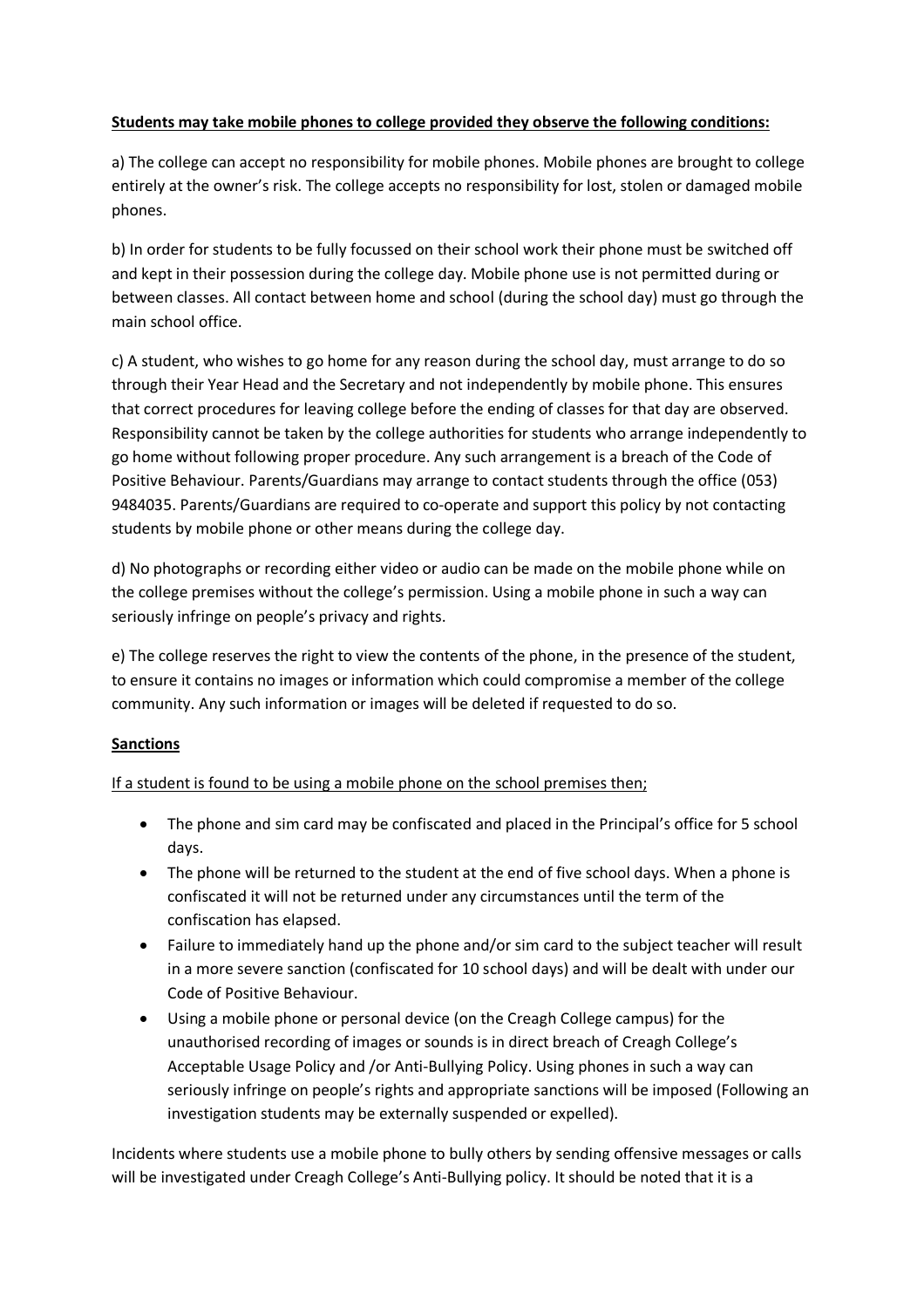**<u>Students may take mobile phones to college provided they observe the following conditions:</u>**

a) The college can accept no responsibility for mobile phones. Mobile phones are brought to college entirely at the owner's risk. The college accepts no responsibility for lost, stolen or damaged mobile phones.

b) In order for students to be fully focussed on their school work their phone must be switched off and kept in their possession during the college day. Mobile phone use is not permitted during or between classes. All contact between home and school (during the school day) must go through the main school office.

c) A student, who wishes to go home for any reason during the school day, must arrange to do so through their Year Head and the Secretary and not independently by mobile phone. This ensures that correct procedures for leaving college before the ending of classes for that day are observed. Responsibility cannot be taken by the college authorities for students who arrange independently to go home without following proper procedure. Any such arrangement is a breach of the Code of Positive Behaviour. Parents/Guardians may arrange to contact students through the office (053) 9484035. Parents/Guardians are required to co-operate and support this policy by not contacting students by mobile phone or other means during the college day.

d) No photographs or recording either video or audio can be made on the mobile phone while on the college premises without the college's permission. Using a mobile phone in such a way can seriously infringe on people's privacy and rights.

e) The college reserves the right to view the contents of the phone, in the presence of the student, to ensure it contains no images or information which could compromise a member of the college community. Any such information or images will be deleted if requested to do so.

**<u>Sanctions</u>**

<u>If a student is found to be using a mobile phone on the school premises then;</u>

- The phone and sim card may be confiscated and placed in the Principal's office for 5 school days.
- The phone will be returned to the student at the end of five school days. When a phone is confiscated it will not be returned under any circumstances until the term of the confiscation has elapsed.
- Failure to immediately hand up the phone and/or sim card to the subject teacher will result in a more severe sanction (confiscated for 10 school days) and will be dealt with under our Code of Positive Behaviour.
- Using a mobile phone or personal device (on the Creagh College campus) for the unauthorised recording of images or sounds is in direct breach of Creagh College's Acceptable Usage Policy and /or Anti-Bullying Policy. Using phones in such a way can seriously infringe on people's rights and appropriate sanctions will be imposed (Following an investigation students may be externally suspended or expelled).

Incidents where students use a mobile phone to bully others by sending offensive messages or calls will be investigated under Creagh College's Anti-Bullying policy. It should be noted that it is a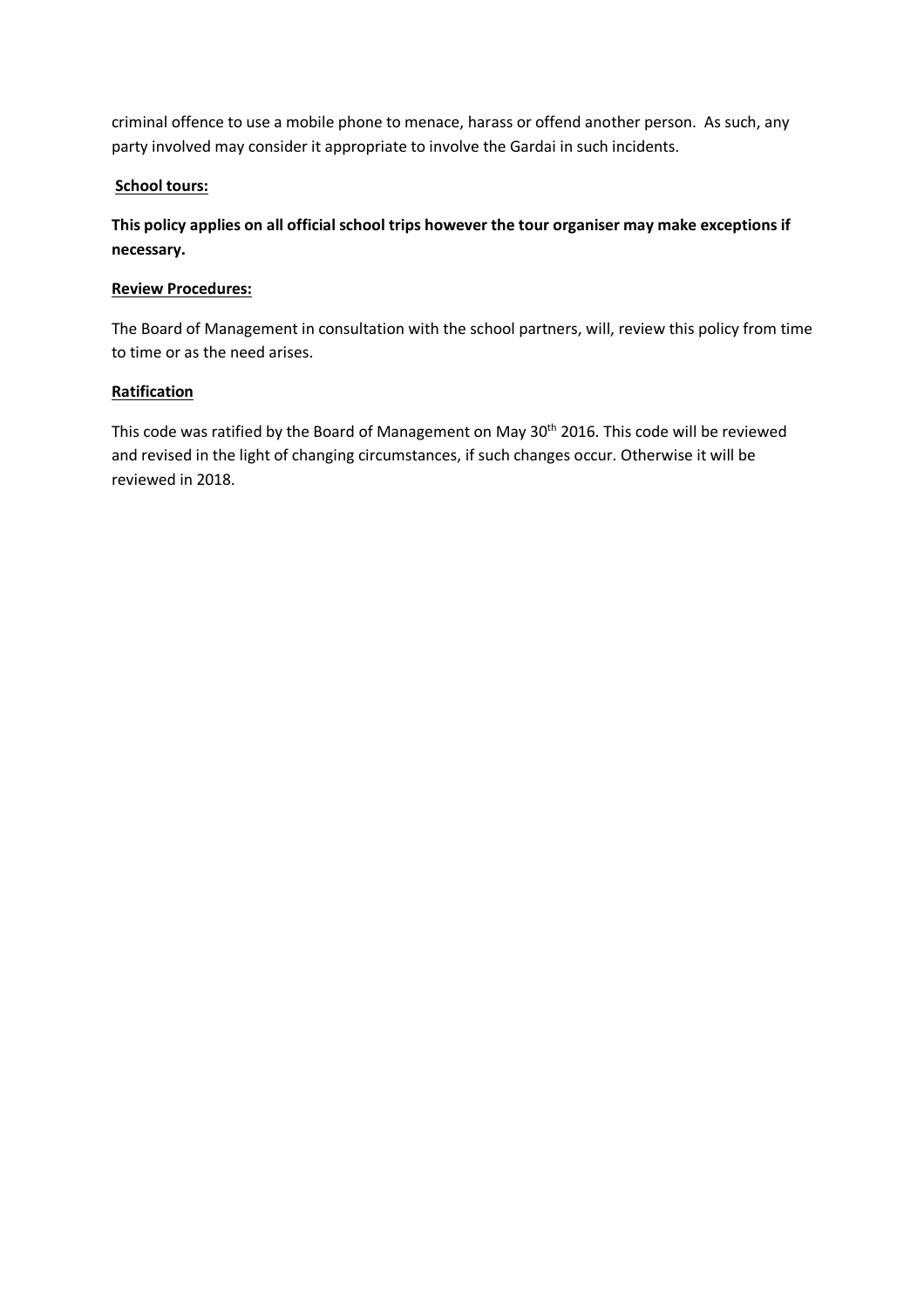criminal offence to use a mobile phone to menace, harass or offend another person. As such, any party involved may consider it appropriate to involve the Gardai in such incidents.

**School tours:**

**This policy applies on all official school trips however the tour organiser may make exceptions if necessary.**

**Review Procedures:**

The Board of Management in consultation with the school partners, will, review this policy from time to time or as the need arises.

**Ratification**

This code was ratified by the Board of Management on May 30th 2016. This code will be reviewed and revised in the light of changing circumstances, if such changes occur. Otherwise it will be reviewed in 2018.